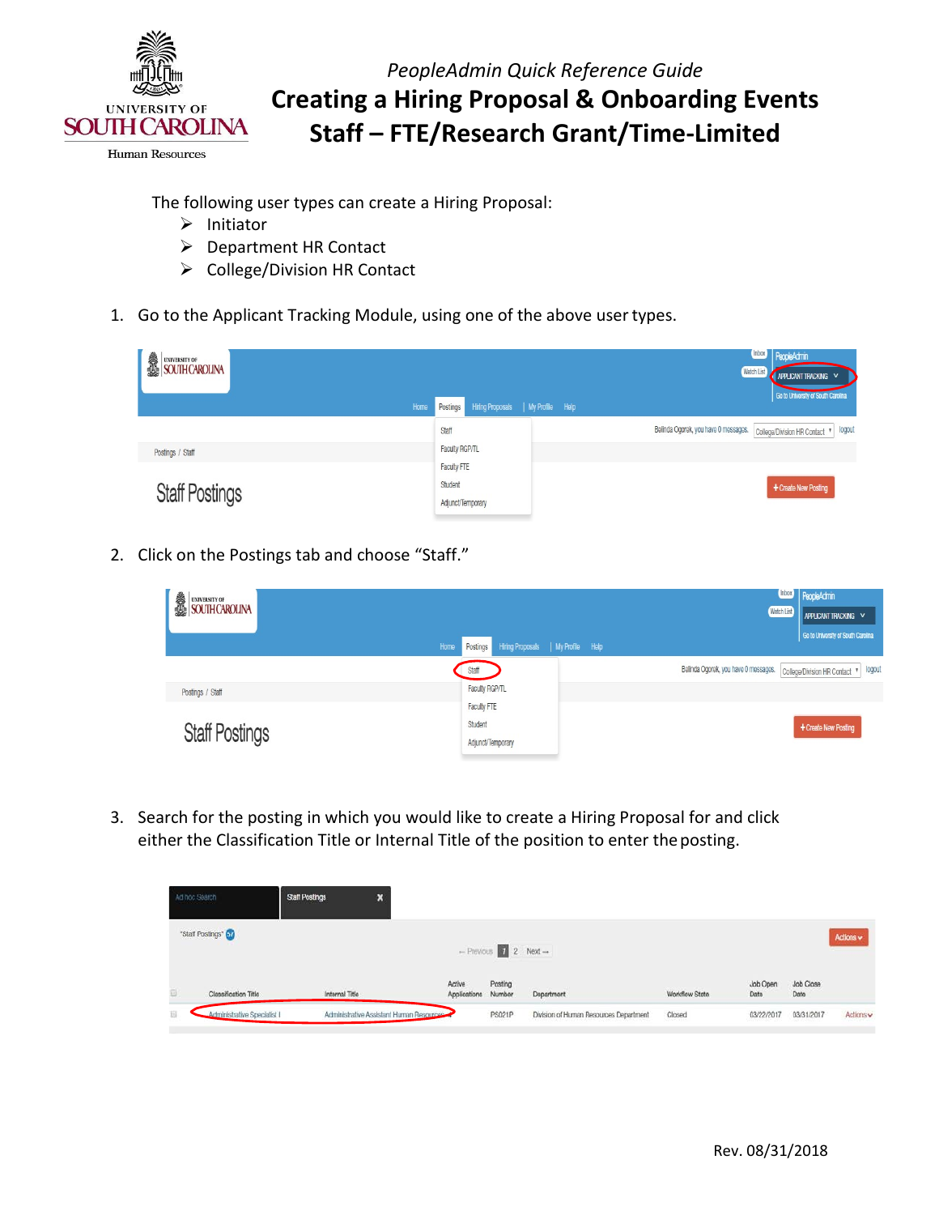*PeopleAdmin Quick Reference Guide*

# Creating a Hiring Proposal & Onboarding Events Staff – FTE/Research Grant/Time-Limited

The following user types can create a Hiring Proposal:

- Initiator
- Department HR Contact
- College/Division HR Contact

1. Go to the Applicant Tracking Module, using one of the above user types.

2. Click on the Postings tab and choose "Staff."

3. Search for the posting in which you would like to create a Hiring Proposal for and click either the Classification Title or Internal Title of the position to enter the posting.

Rev. 08/31/2018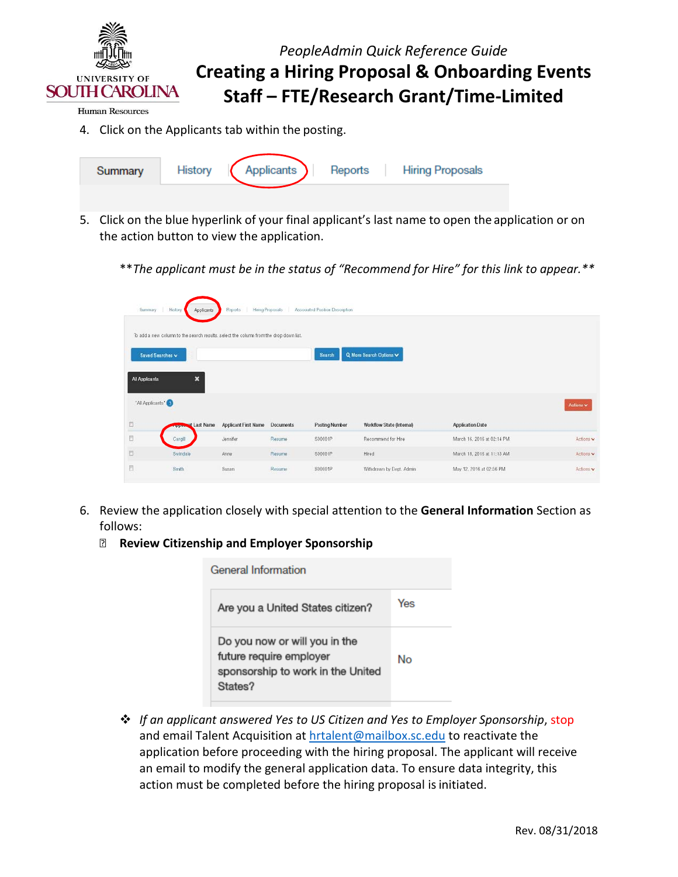4. Click on the Applicants tab within the posting.

| Summary | History | Applicants | Reports | Hiring Proposals |
|---|---|---|---|---|

5. Click on the blue hyperlink of your final applicant's last name to open the application or on the action button to view the application.

*\*\*The applicant must be in the status of "Recommend for Hire" for this link to appear.\*\**

| Applicant Last Name | Applicant First Name | Documents | Posting Number | Workflow State (Internal) | Application Date | |
|---|---|---|---|---|---|---|
| Cargill | Jennifer | Resume | S00001P | Recommend for Hire | March 16, 2016 at 02:14 PM | Actions |
| Swindale | Anne | Resume | S00001P | Hired | March 18, 2016 at 11:13 AM | Actions |
| Smith | Susan | Resume | S00001P | Withdrawn by Dept. Admin | May 12, 2016 at 02:56 PM | Actions |

6. Review the application closely with special attention to the **General Information** Section as follows:
   - **Review Citizenship and Employer Sponsorship**

| General Information | |
|---|---|
| Are you a United States citizen? | Yes |
| Do you now or will you in the future require employer sponsorship to work in the United States? | No |

- *If an applicant answered Yes to US Citizen and Yes to Employer Sponsorship*, stop and email Talent Acquisition at hrtalent@mailbox.sc.edu to reactivate the application before proceeding with the hiring proposal. The applicant will receive an email to modify the general application data. To ensure data integrity, this action must be completed before the hiring proposal is initiated.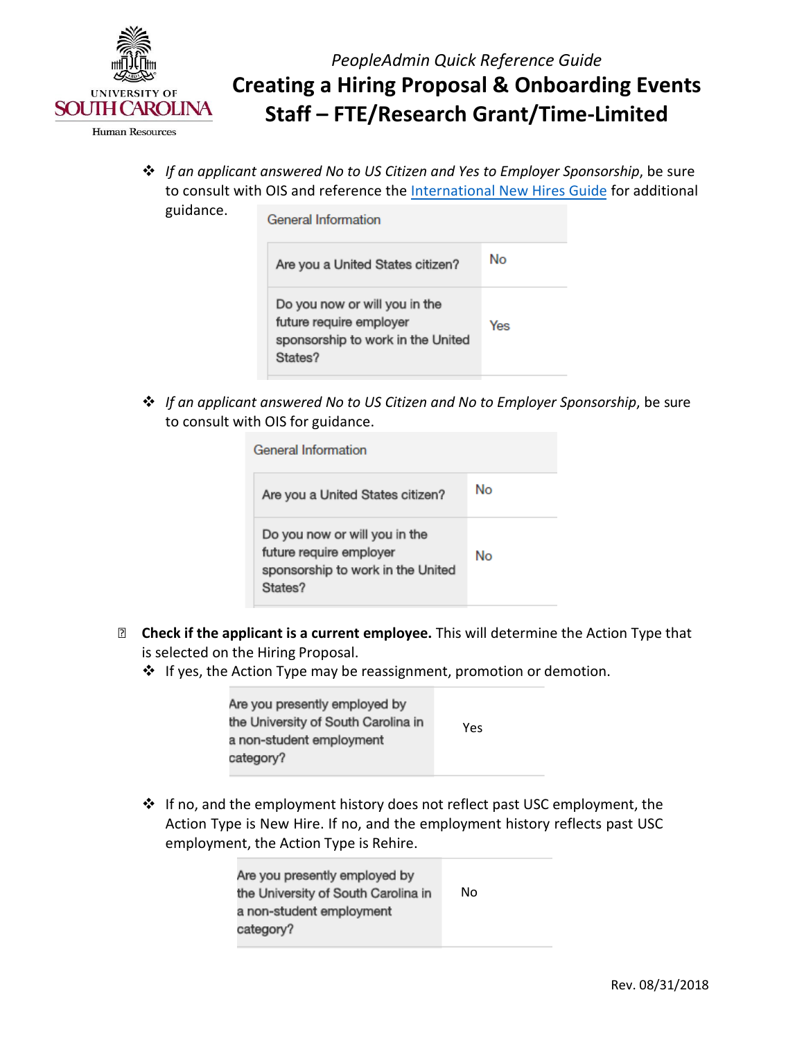- *If an applicant answered No to US Citizen and Yes to Employer Sponsorship*, be sure to consult with OIS and reference the [International New Hires Guide](International New Hires Guide) for additional guidance.

| General Information | |
|---|---|
| Are you a United States citizen? | No |
| Do you now or will you in the future require employer sponsorship to work in the United States? | Yes |

- *If an applicant answered No to US Citizen and No to Employer Sponsorship*, be sure to consult with OIS for guidance.

| General Information | |
|---|---|
| Are you a United States citizen? | No |
| Do you now or will you in the future require employer sponsorship to work in the United States? | No |

- **Check if the applicant is a current employee.** This will determine the Action Type that is selected on the Hiring Proposal.
  - If yes, the Action Type may be reassignment, promotion or demotion.

| | |
|---|---|
| Are you presently employed by the University of South Carolina in a non-student employment category? | Yes |

  - If no, and the employment history does not reflect past USC employment, the Action Type is New Hire. If no, and the employment history reflects past USC employment, the Action Type is Rehire.

| | |
|---|---|
| Are you presently employed by the University of South Carolina in a non-student employment category? | No |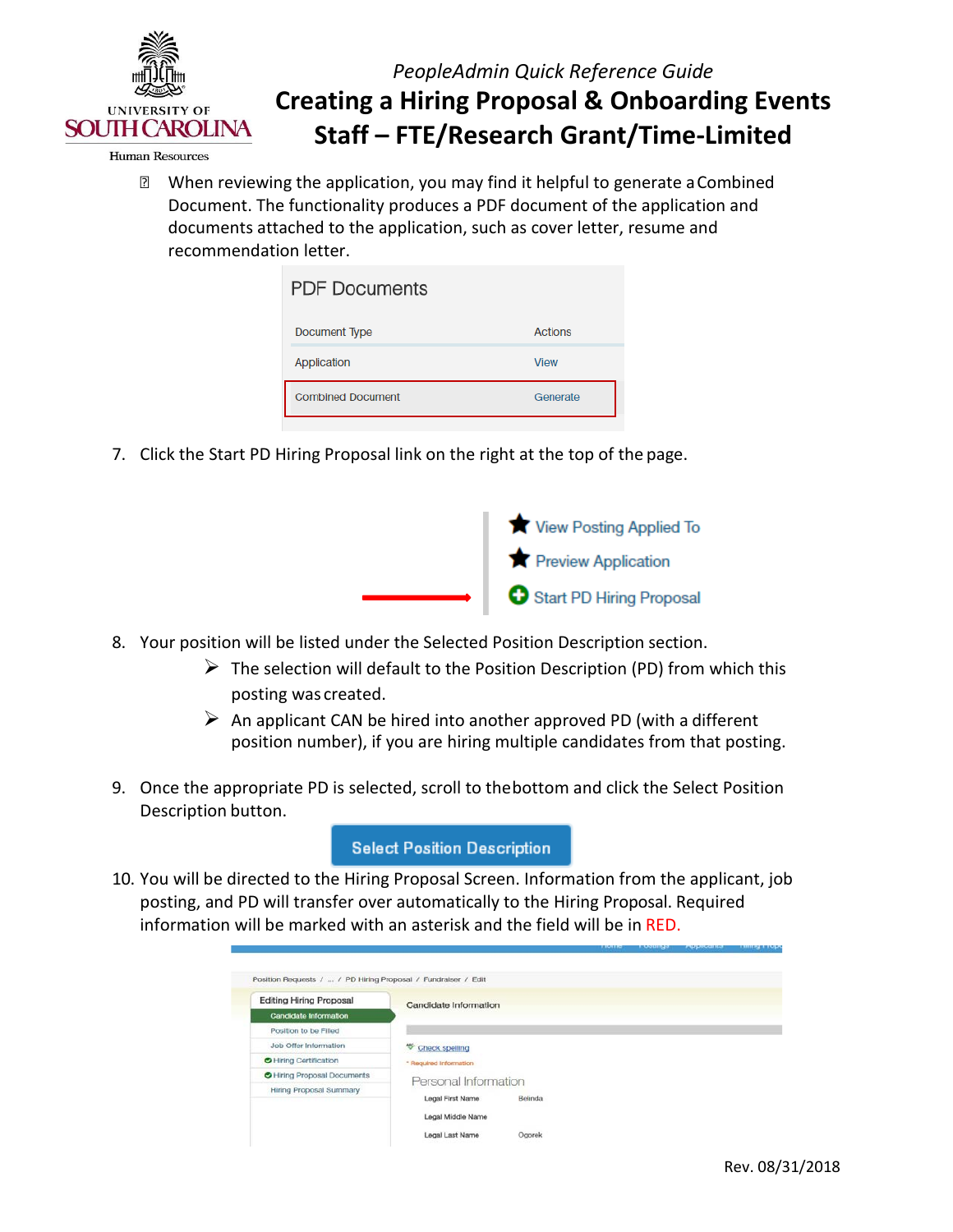- When reviewing the application, you may find it helpful to generate a Combined Document. The functionality produces a PDF document of the application and documents attached to the application, such as cover letter, resume and recommendation letter.

PDF Documents

| Document Type | Actions |
|---|---|
| Application | View |
| Combined Document | Generate |

7. Click the Start PD Hiring Proposal link on the right at the top of the page.

   - View Posting Applied To
   - Preview Application
   - Start PD Hiring Proposal

8. Your position will be listed under the Selected Position Description section.
   - The selection will default to the Position Description (PD) from which this posting was created.
   - An applicant CAN be hired into another approved PD (with a different position number), if you are hiring multiple candidates from that posting.

9. Once the appropriate PD is selected, scroll to the bottom and click the Select Position Description button.

   **Select Position Description**

10. You will be directed to the Hiring Proposal Screen. Information from the applicant, job posting, and PD will transfer over automatically to the Hiring Proposal. Required information will be marked with an asterisk and the field will be in RED.

Position Requests / ... / PD Hiring Proposal / Fundraiser / Edit

Editing Hiring Proposal
- Candidate Information
- Position to be Filled
- Job Offer Information
- Hiring Certification
- Hiring Proposal Documents
- Hiring Proposal Summary

Candidate Information

Check spelling

* Required Information

Personal Information

| | |
|---|---|
| Legal First Name | Belinda |
| Legal Middle Name | |
| Legal Last Name | Ogorek |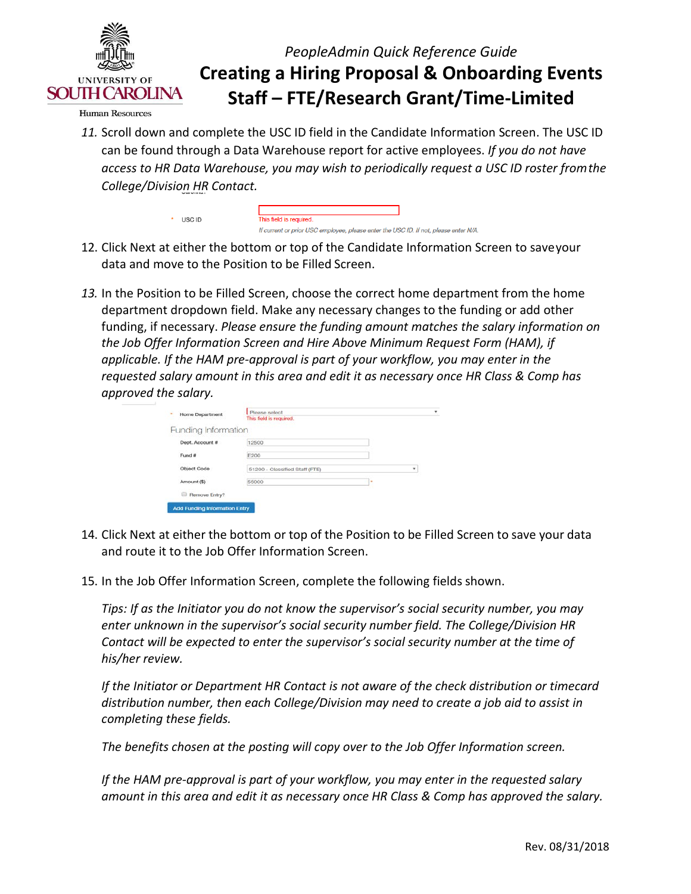11. Scroll down and complete the USC ID field in the Candidate Information Screen. The USC ID can be found through a Data Warehouse report for active employees. *If you do not have access to HR Data Warehouse, you may wish to periodically request a USC ID roster from the College/Division HR Contact.*

* USC ID — This field is required.
If current or prior USC employee, please enter the USC ID. If not, please enter N/A.

12. Click Next at either the bottom or top of the Candidate Information Screen to save your data and move to the Position to be Filled Screen.

13. In the Position to be Filled Screen, choose the correct home department from the home department dropdown field. Make any necessary changes to the funding or add other funding, if necessary. *Please ensure the funding amount matches the salary information on the Job Offer Information Screen and Hire Above Minimum Request Form (HAM), if applicable. If the HAM pre-approval is part of your workflow, you may enter in the requested salary amount in this area and edit it as necessary once HR Class & Comp has approved the salary.*

* Home Department: Please select — This field is required.

Funding Information

| | |
|---|---|
| Dept. Account # | 12500 |
| Fund # | E200 |
| Object Code | 51200 - Classified Staff (FTE) |
| Amount ($) | 55000 |

Remove Entry?

Add Funding Information Entry

14. Click Next at either the bottom or top of the Position to be Filled Screen to save your data and route it to the Job Offer Information Screen.

15. In the Job Offer Information Screen, complete the following fields shown.

*Tips: If as the Initiator you do not know the supervisor's social security number, you may enter unknown in the supervisor's social security number field. The College/Division HR Contact will be expected to enter the supervisor's social security number at the time of his/her review.*

*If the Initiator or Department HR Contact is not aware of the check distribution or timecard distribution number, then each College/Division may need to create a job aid to assist in completing these fields.*

*The benefits chosen at the posting will copy over to the Job Offer Information screen.*

*If the HAM pre-approval is part of your workflow, you may enter in the requested salary amount in this area and edit it as necessary once HR Class & Comp has approved the salary.*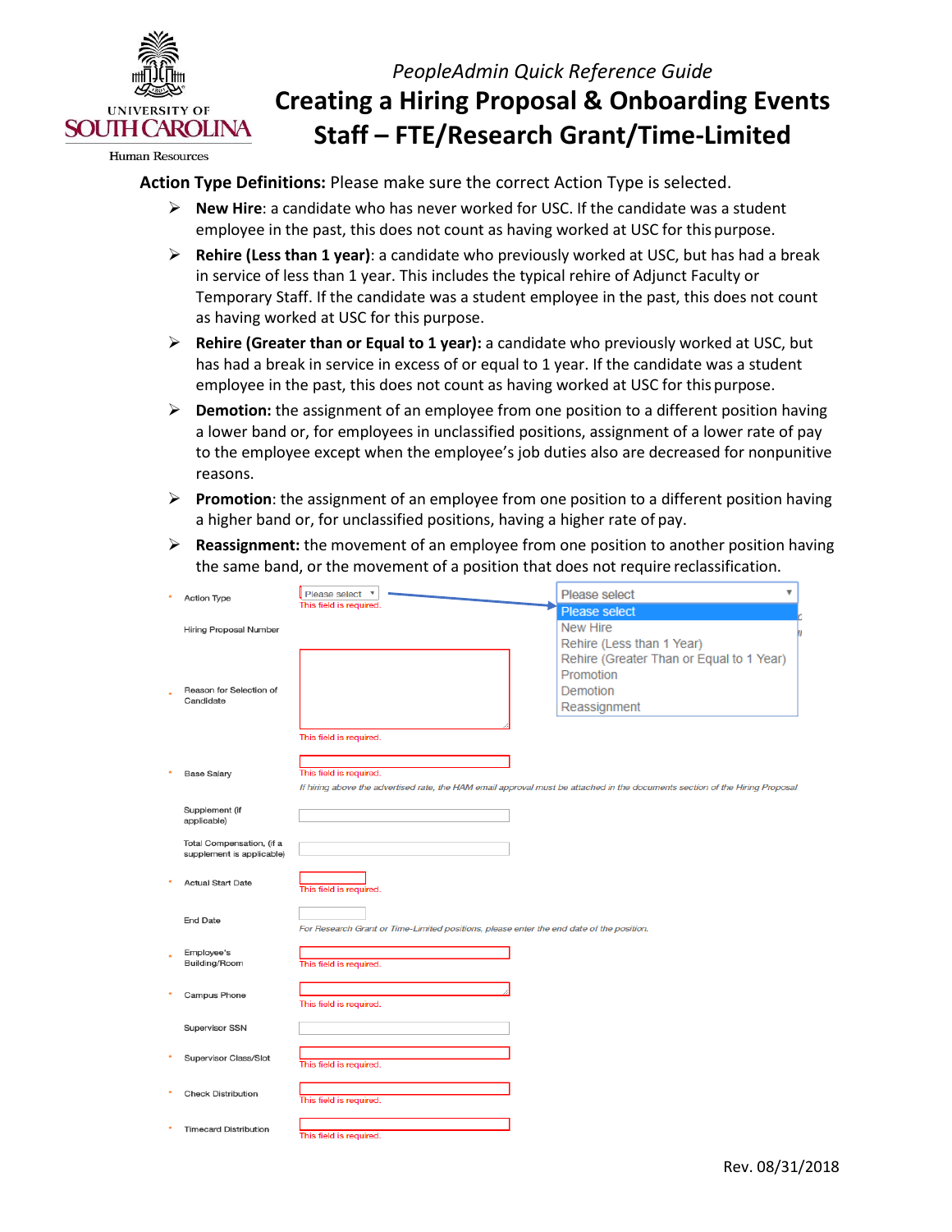PeopleAdmin Quick Reference Guide

# Creating a Hiring Proposal & Onboarding Events Staff – FTE/Research Grant/Time-Limited

**Action Type Definitions:** Please make sure the correct Action Type is selected.

- **New Hire**: a candidate who has never worked for USC. If the candidate was a student employee in the past, this does not count as having worked at USC for this purpose.
- **Rehire (Less than 1 year)**: a candidate who previously worked at USC, but has had a break in service of less than 1 year. This includes the typical rehire of Adjunct Faculty or Temporary Staff. If the candidate was a student employee in the past, this does not count as having worked at USC for this purpose.
- **Rehire (Greater than or Equal to 1 year):** a candidate who previously worked at USC, but has had a break in service in excess of or equal to 1 year. If the candidate was a student employee in the past, this does not count as having worked at USC for this purpose.
- **Demotion:** the assignment of an employee from one position to a different position having a lower band or, for employees in unclassified positions, assignment of a lower rate of pay to the employee except when the employee's job duties also are decreased for nonpunitive reasons.
- **Promotion**: the assignment of an employee from one position to a different position having a higher band or, for unclassified positions, having a higher rate of pay.
- **Reassignment:** the movement of an employee from one position to another position having the same band, or the movement of a position that does not require reclassification.

| Field | Entry |
|---|---|
| * Action Type | Please select — This field is required. |
| Hiring Proposal Number | |
| * Reason for Selection of Candidate | This field is required. |
| * Base Salary | This field is required. *If hiring above the advertised rate, the HAM email approval must be attached in the documents section of the Hiring Proposal* |
| Supplement (if applicable) | |
| Total Compensation, (if a supplement is applicable) | |
| * Actual Start Date | This field is required. |
| End Date | *For Research Grant or Time-Limited positions, please enter the end date of the position.* |
| * Employee's Building/Room | This field is required. |
| * Campus Phone | This field is required. |
| Supervisor SSN | |
| * Supervisor Class/Slot | This field is required. |
| * Check Distribution | This field is required. |
| * Timecard Distribution | This field is required. |

Action Type dropdown options:
- Please select
- New Hire
- Rehire (Less than 1 Year)
- Rehire (Greater Than or Equal to 1 Year)
- Promotion
- Demotion
- Reassignment

Rev. 08/31/2018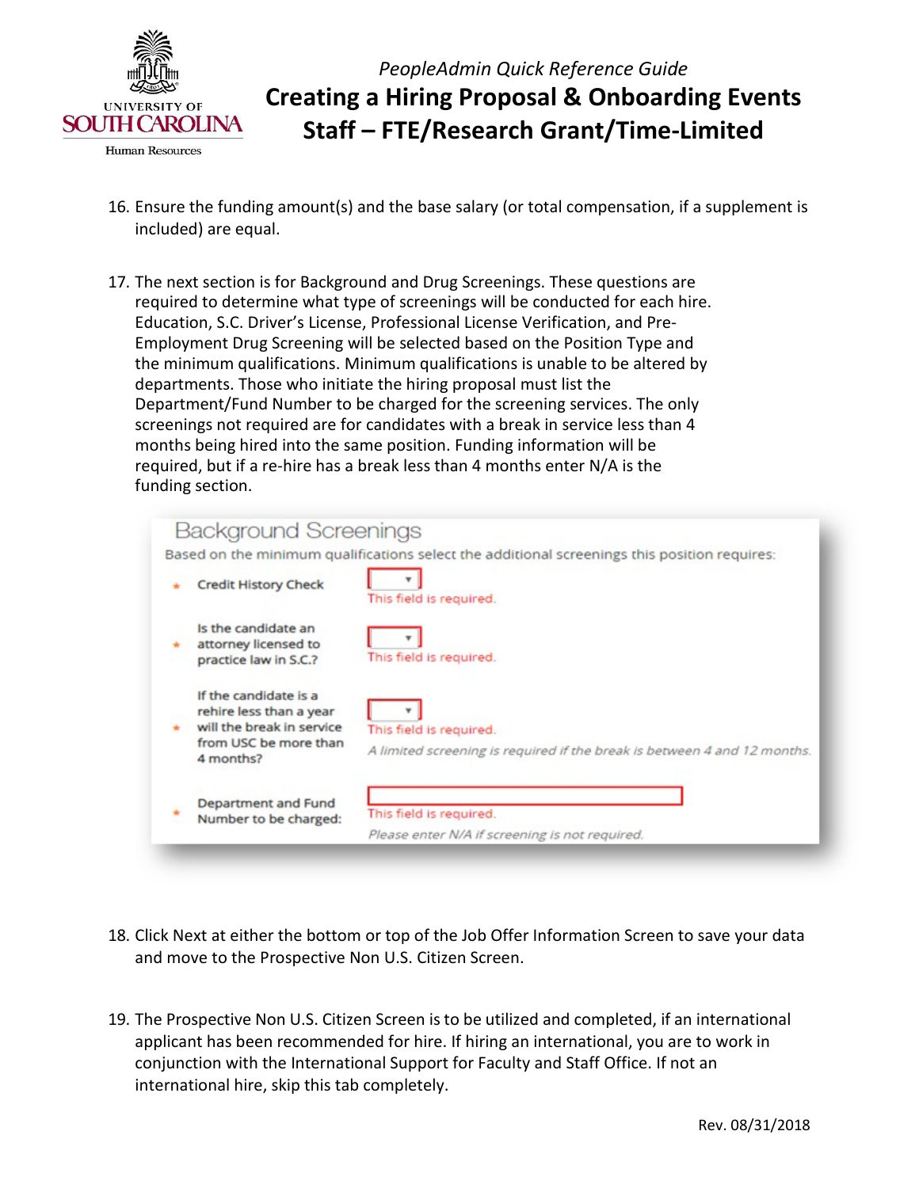16. Ensure the funding amount(s) and the base salary (or total compensation, if a supplement is included) are equal.

17. The next section is for Background and Drug Screenings. These questions are required to determine what type of screenings will be conducted for each hire. Education, S.C. Driver's License, Professional License Verification, and Pre-Employment Drug Screening will be selected based on the Position Type and the minimum qualifications. Minimum qualifications is unable to be altered by departments. Those who initiate the hiring proposal must list the Department/Fund Number to be charged for the screening services. The only screenings not required are for candidates with a break in service less than 4 months being hired into the same position. Funding information will be required, but if a re-hire has a break less than 4 months enter N/A is the funding section.

18. Click Next at either the bottom or top of the Job Offer Information Screen to save your data and move to the Prospective Non U.S. Citizen Screen.

19. The Prospective Non U.S. Citizen Screen is to be utilized and completed, if an international applicant has been recommended for hire. If hiring an international, you are to work in conjunction with the International Support for Faculty and Staff Office. If not an international hire, skip this tab completely.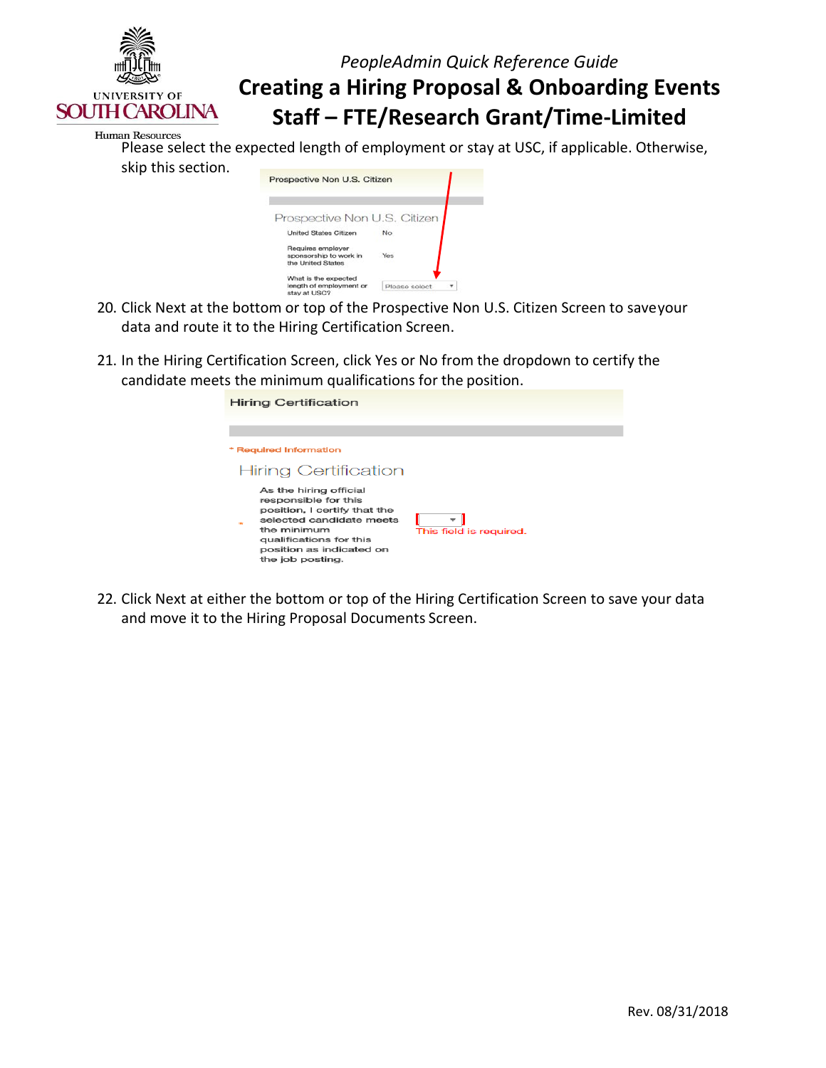Please select the expected length of employment or stay at USC, if applicable. Otherwise, skip this section.

Prospective Non U.S. Citizen

Prospective Non U.S. Citizen

United States Citizen No

Requires employer sponsorship to work in the United States Yes

What is the expected length of employment or stay at USC? Please select

20. Click Next at the bottom or top of the Prospective Non U.S. Citizen Screen to save your data and route it to the Hiring Certification Screen.

21. In the Hiring Certification Screen, click Yes or No from the dropdown to certify the candidate meets the minimum qualifications for the position.

Hiring Certification

* Required Information

Hiring Certification

* As the hiring official responsible for this position, I certify that the selected candidate meets the minimum qualifications for this position as indicated on the job posting. This field is required.

22. Click Next at either the bottom or top of the Hiring Certification Screen to save your data and move it to the Hiring Proposal Documents Screen.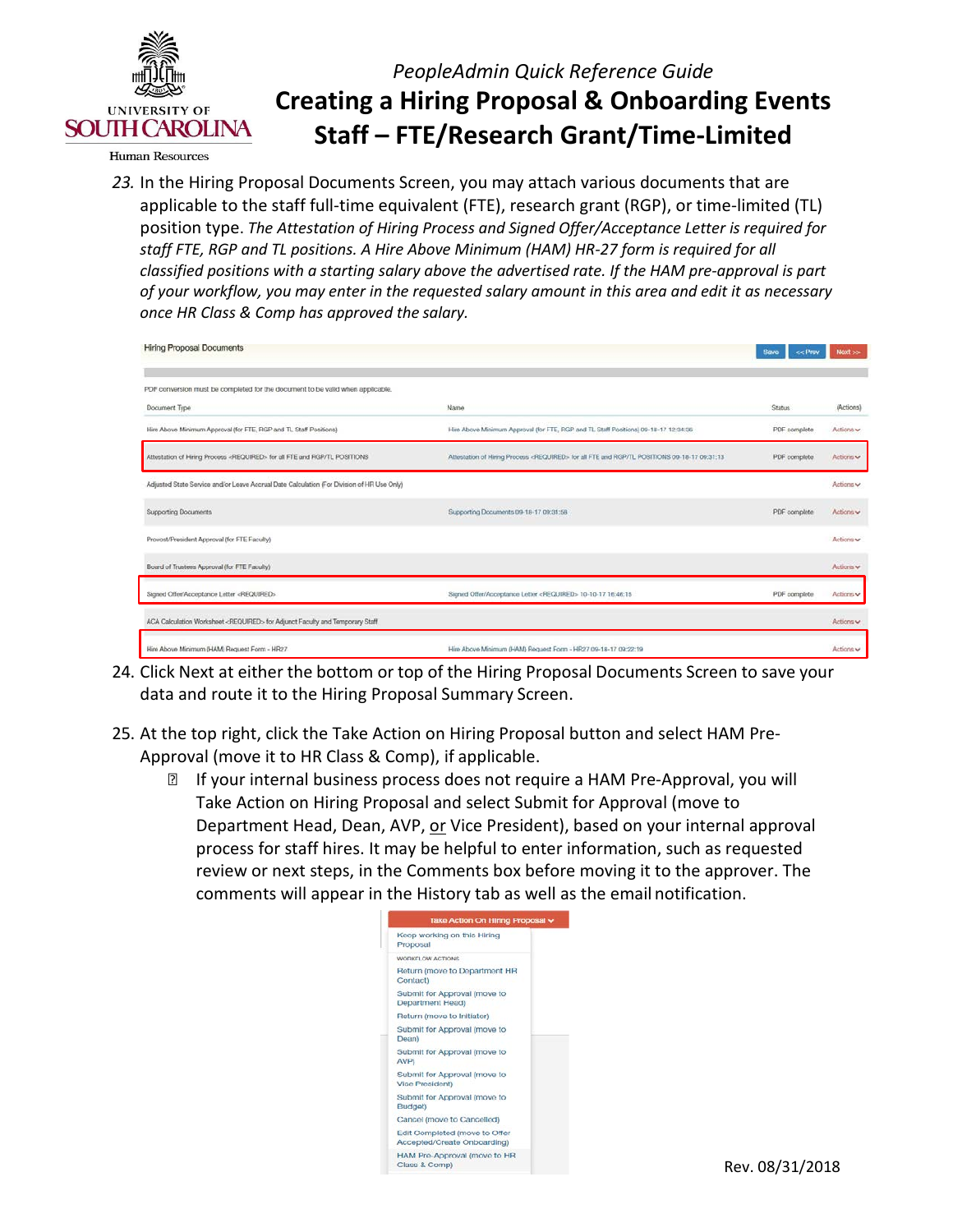23. In the Hiring Proposal Documents Screen, you may attach various documents that are applicable to the staff full-time equivalent (FTE), research grant (RGP), or time-limited (TL) position type. *The Attestation of Hiring Process and Signed Offer/Acceptance Letter is required for staff FTE, RGP and TL positions. A Hire Above Minimum (HAM) HR-27 form is required for all classified positions with a starting salary above the advertised rate. If the HAM pre-approval is part of your workflow, you may enter in the requested salary amount in this area and edit it as necessary once HR Class & Comp has approved the salary.*

**Hiring Proposal Documents**

PDF conversion must be completed for the document to be valid when applicable.

| Document Type | Name | Status | (Actions) |
|---|---|---|---|
| Hire Above Minimum Approval (for FTE, RGP and TL Staff Positions) | Hire Above Minimum Approval (for FTE, RGP and TL Staff Positions) 09-18-17 12:34:36 | PDF complete | Actions |
| Attestation of Hiring Process <REQUIRED> for all FTE and RGP/TL POSITIONS | Attestation of Hiring Process <REQUIRED> for all FTE and RGP/TL POSITIONS 09-18-17 09:31:13 | PDF complete | Actions |
| Adjusted State Service and/or Leave Accrual Date Calculation (For Division of HR Use Only) | | | Actions |
| Supporting Documents | Supporting Documents 09-18-17 09:31:58 | PDF complete | Actions |
| Provost/President Approval (for FTE Faculty) | | | Actions |
| Board of Trustees Approval (for FTE Faculty) | | | Actions |
| Signed Offer/Acceptance Letter <REQUIRED> | Signed Offer/Acceptance Letter <REQUIRED> 10-10-17 16:46:15 | PDF complete | Actions |
| ACA Calculation Worksheet <REQUIRED> for Adjunct Faculty and Temporary Staff | | | Actions |
| Hire Above Minimum (HAM) Request Form - HR27 | Hire Above Minimum (HAM) Request Form - HR27 09-18-17 09:22:19 | | Actions |

24. Click Next at either the bottom or top of the Hiring Proposal Documents Screen to save your data and route it to the Hiring Proposal Summary Screen.

25. At the top right, click the Take Action on Hiring Proposal button and select HAM Pre-Approval (move it to HR Class & Comp), if applicable.
    - If your internal business process does not require a HAM Pre-Approval, you will Take Action on Hiring Proposal and select Submit for Approval (move to Department Head, Dean, AVP, or Vice President), based on your internal approval process for staff hires. It may be helpful to enter information, such as requested review or next steps, in the Comments box before moving it to the approver. The comments will appear in the History tab as well as the email notification.

**Take Action On Hiring Proposal**
- Keep working on this Hiring Proposal
- WORKFLOW ACTIONS
- Return (move to Department HR Contact)
- Submit for Approval (move to Department Head)
- Return (move to Initiator)
- Submit for Approval (move to Dean)
- Submit for Approval (move to AVP)
- Submit for Approval (move to Vice President)
- Submit for Approval (move to Budget)
- Cancel (move to Cancelled)
- Edit Completed (move to Offer Accepted/Create Onboarding)
- HAM Pre-Approval (move to HR Class & Comp)

Rev. 08/31/2018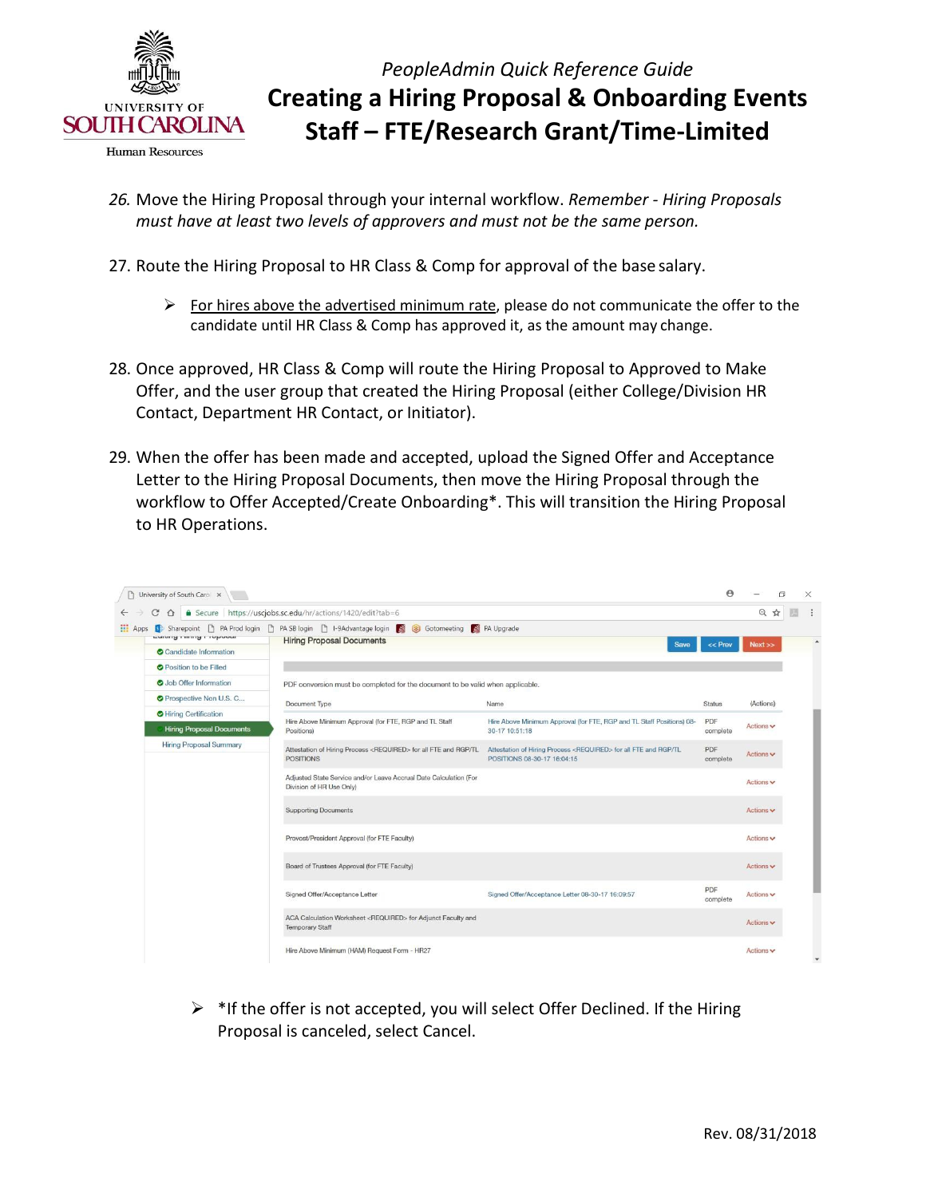26. Move the Hiring Proposal through your internal workflow. *Remember - Hiring Proposals must have at least two levels of approvers and must not be the same person.*

27. Route the Hiring Proposal to HR Class & Comp for approval of the base salary.

    ➢ For hires above the advertised minimum rate, please do not communicate the offer to the candidate until HR Class & Comp has approved it, as the amount may change.

28. Once approved, HR Class & Comp will route the Hiring Proposal to Approved to Make Offer, and the user group that created the Hiring Proposal (either College/Division HR Contact, Department HR Contact, or Initiator).

29. When the offer has been made and accepted, upload the Signed Offer and Acceptance Letter to the Hiring Proposal Documents, then move the Hiring Proposal through the workflow to Offer Accepted/Create Onboarding*. This will transition the Hiring Proposal to HR Operations.

    ➢ *If the offer is not accepted, you will select Offer Declined. If the Hiring Proposal is canceled, select Cancel.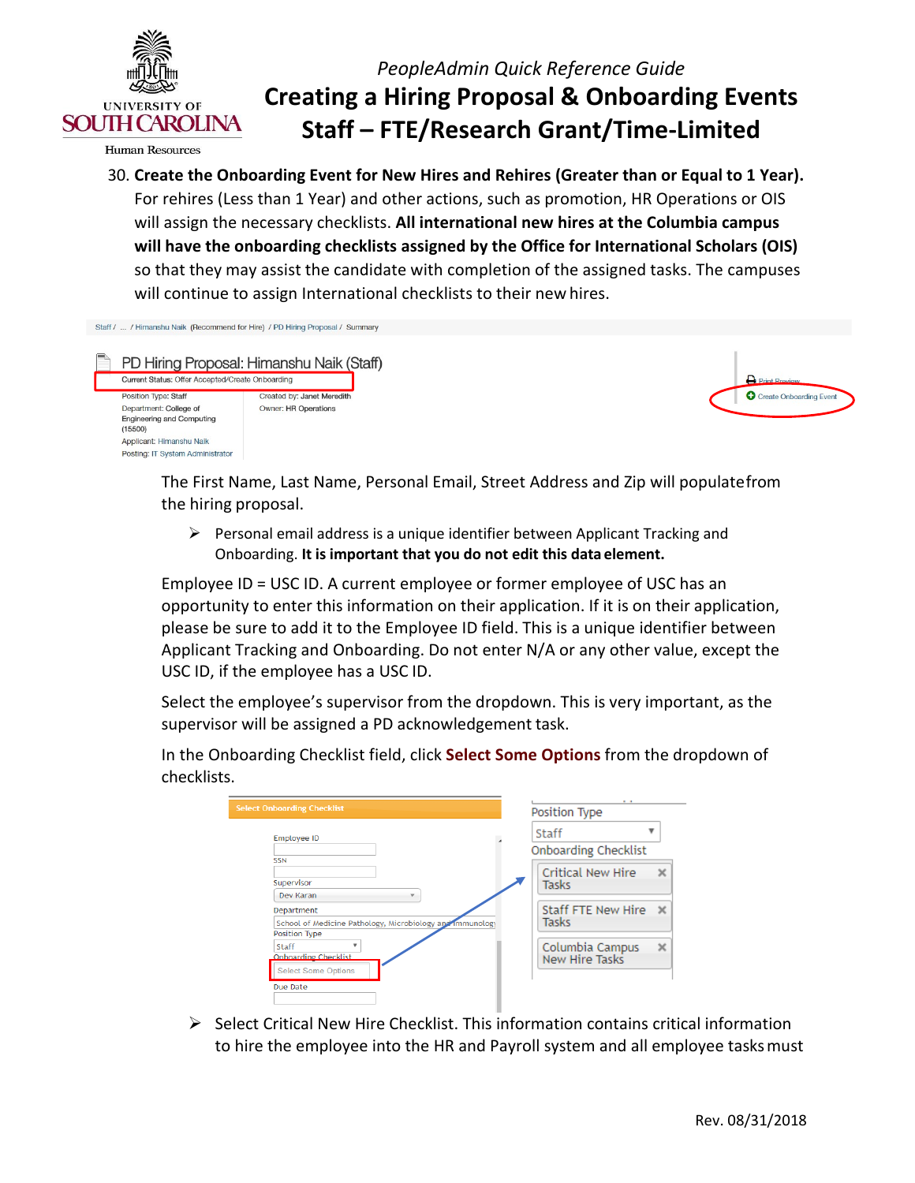30. **Create the Onboarding Event for New Hires and Rehires (Greater than or Equal to 1 Year).** For rehires (Less than 1 Year) and other actions, such as promotion, HR Operations or OIS will assign the necessary checklists. **All international new hires at the Columbia campus will have the onboarding checklists assigned by the Office for International Scholars (OIS)** so that they may assist the candidate with completion of the assigned tasks. The campuses will continue to assign International checklists to their new hires.

The First Name, Last Name, Personal Email, Street Address and Zip will populate from the hiring proposal.

- Personal email address is a unique identifier between Applicant Tracking and Onboarding. **It is important that you do not edit this data element.**

Employee ID = USC ID. A current employee or former employee of USC has an opportunity to enter this information on their application. If it is on their application, please be sure to add it to the Employee ID field. This is a unique identifier between Applicant Tracking and Onboarding. Do not enter N/A or any other value, except the USC ID, if the employee has a USC ID.

Select the employee's supervisor from the dropdown. This is very important, as the supervisor will be assigned a PD acknowledgement task.

In the Onboarding Checklist field, click **Select Some Options** from the dropdown of checklists.

- Select Critical New Hire Checklist. This information contains critical information to hire the employee into the HR and Payroll system and all employee tasks must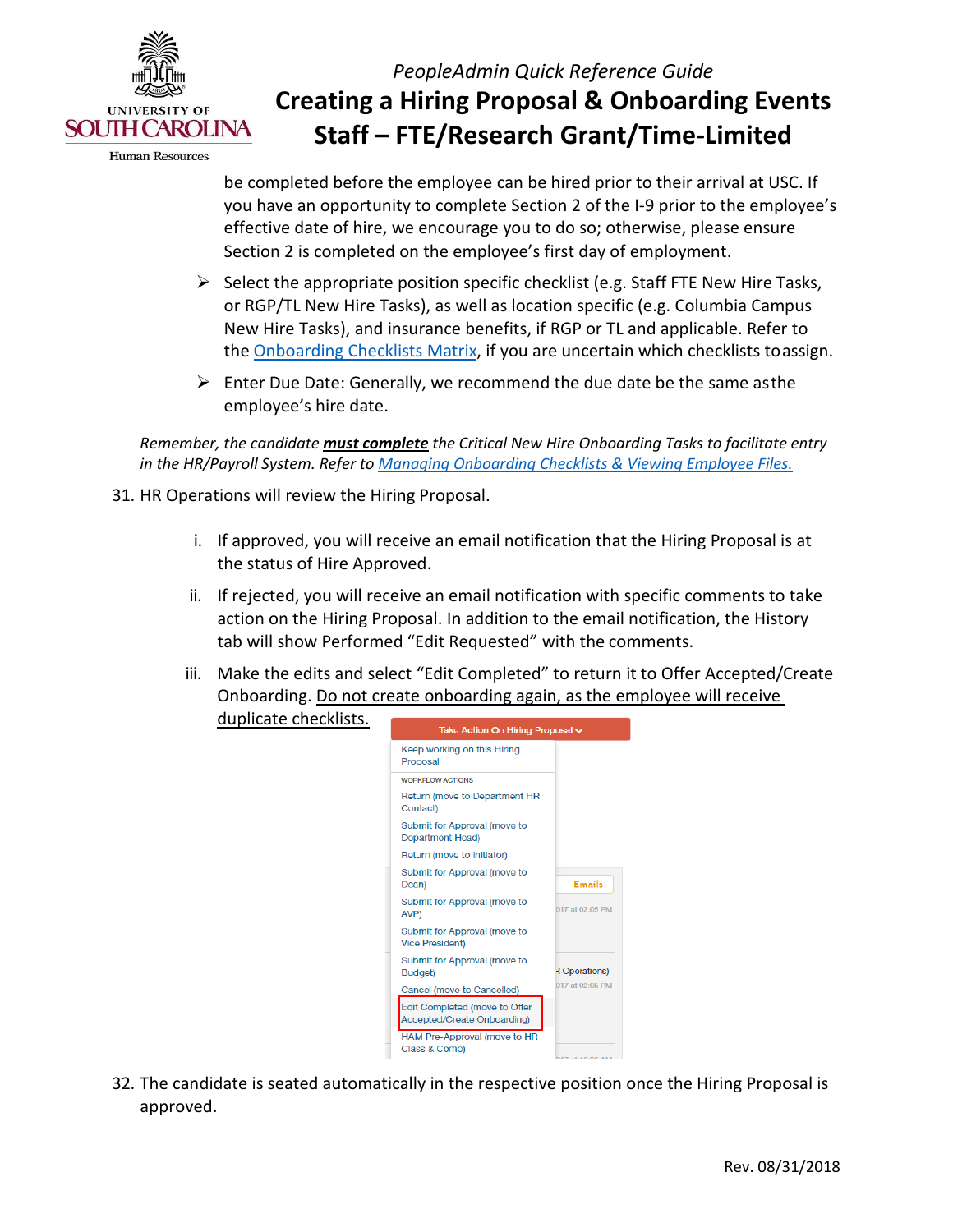be completed before the employee can be hired prior to their arrival at USC. If you have an opportunity to complete Section 2 of the I-9 prior to the employee's effective date of hire, we encourage you to do so; otherwise, please ensure Section 2 is completed on the employee's first day of employment.

- Select the appropriate position specific checklist (e.g. Staff FTE New Hire Tasks, or RGP/TL New Hire Tasks), as well as location specific (e.g. Columbia Campus New Hire Tasks), and insurance benefits, if RGP or TL and applicable. Refer to the [Onboarding Checklists Matrix](), if you are uncertain which checklists to assign.
- Enter Due Date: Generally, we recommend the due date be the same as the employee's hire date.

*Remember, the candidate* ***must complete*** *the Critical New Hire Onboarding Tasks to facilitate entry in the HR/Payroll System. Refer to* [*Managing Onboarding Checklists & Viewing Employee Files.*]()

31. HR Operations will review the Hiring Proposal.

    i. If approved, you will receive an email notification that the Hiring Proposal is at the status of Hire Approved.

    ii. If rejected, you will receive an email notification with specific comments to take action on the Hiring Proposal. In addition to the email notification, the History tab will show Performed "Edit Requested" with the comments.

    iii. Make the edits and select "Edit Completed" to return it to Offer Accepted/Create Onboarding. <u>Do not create onboarding again, as the employee will receive duplicate checklists.</u>

Take Action On Hiring Proposal

Keep working on this Hiring Proposal

WORKFLOW ACTIONS

Return (move to Department HR Contact)

Submit for Approval (move to Department Head)

Return (move to Initiator)

Submit for Approval (move to Dean)

Submit for Approval (move to AVP)

Submit for Approval (move to Vice President)

Submit for Approval (move to Budget)

Cancel (move to Cancelled)

Edit Completed (move to Offer Accepted/Create Onboarding)

HAM Pre-Approval (move to HR Class & Comp)

32. The candidate is seated automatically in the respective position once the Hiring Proposal is approved.

Rev. 08/31/2018